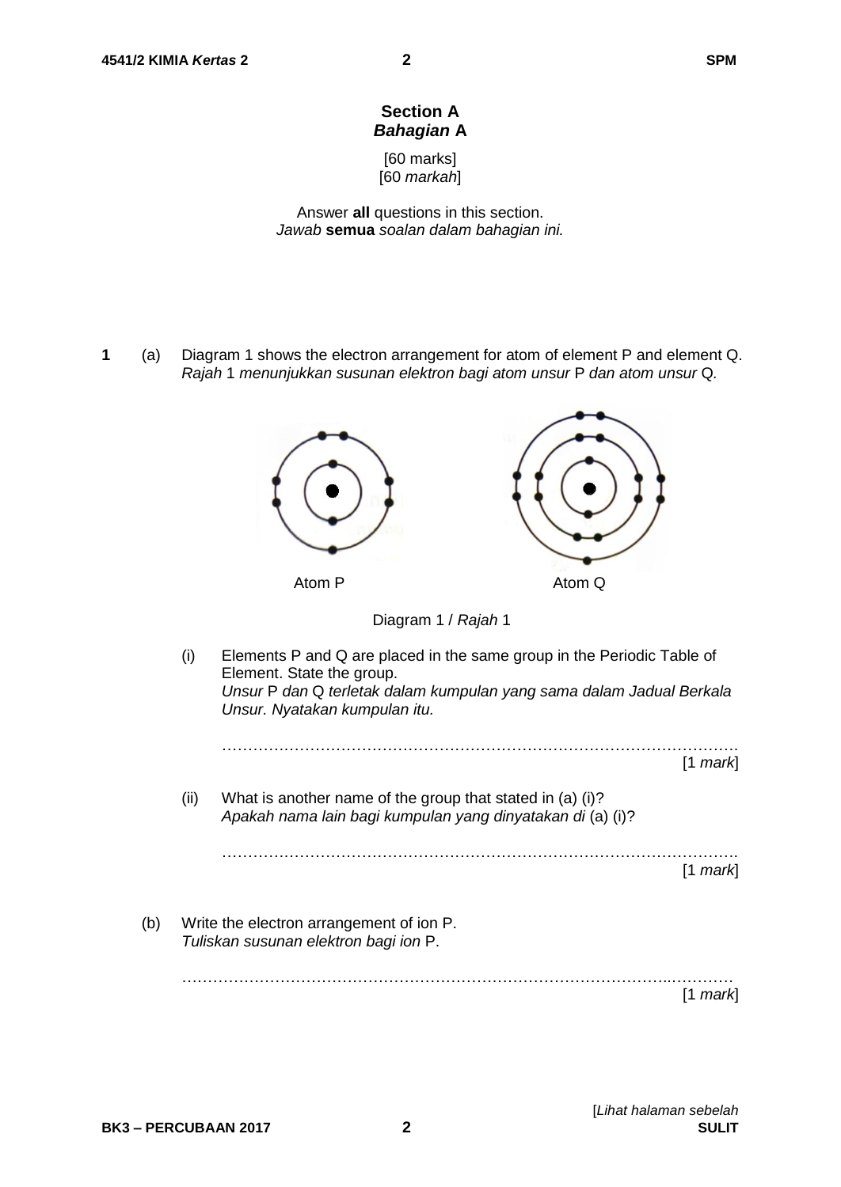## Section A
## *Bahagian* A

[60 marks]
[60 *markah*]

Answer **all** questions in this section.
*Jawab* **semua** *soalan dalam bahagian ini.*

**1** (a) Diagram 1 shows the electron arrangement for atom of element P and element Q.
*Rajah* 1 *menunjukkan susunan elektron bagi atom unsur* P *dan atom unsur* Q*.*

Atom P　　　　　　　　Atom Q

Diagram 1 / *Rajah* 1

(i) Elements P and Q are placed in the same group in the Periodic Table of Element. State the group.
*Unsur* P *dan* Q *terletak dalam kumpulan yang sama dalam Jadual Berkala Unsur. Nyatakan kumpulan itu.*

…………………………………………………………………………………………
[1 *mark*]

(ii) What is another name of the group that stated in (a) (i)?
*Apakah nama lain bagi kumpulan yang dinyatakan di* (a) (i)?

…………………………………………………………………………………………
[1 *mark*]

(b) Write the electron arrangement of ion P.
*Tuliskan susunan elektron bagi ion* P.

…………………………………………………………………………………………
[1 *mark*]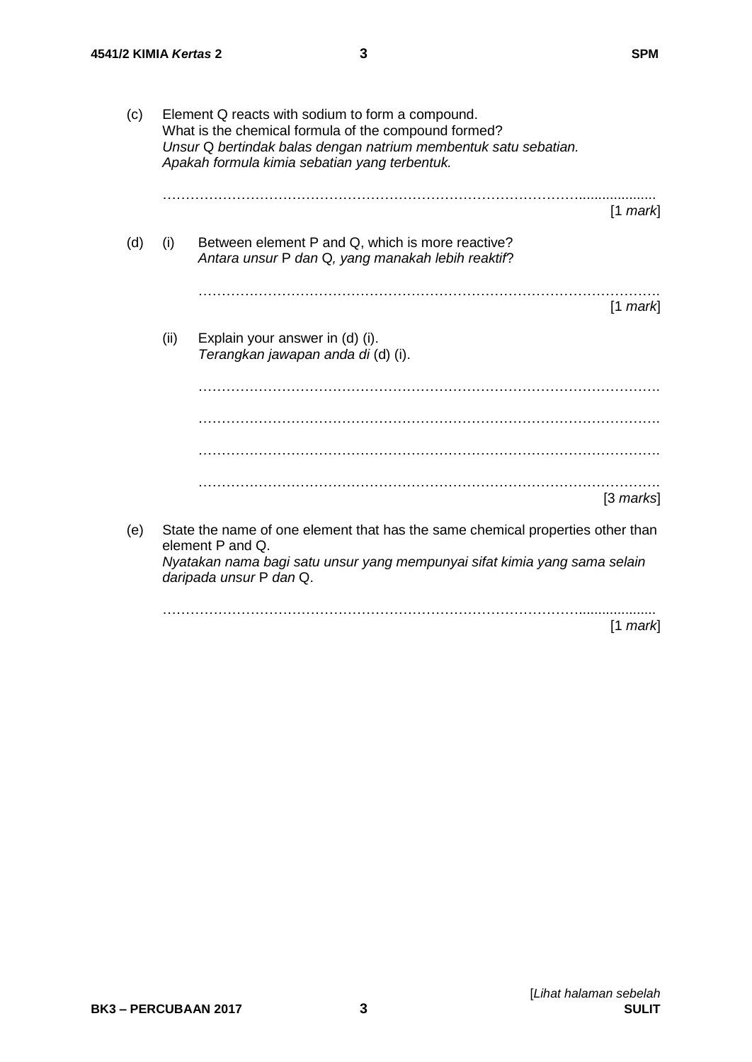(c) Element Q reacts with sodium to form a compound.
What is the chemical formula of the compound formed?
*Unsur* Q *bertindak balas dengan natrium membentuk satu sebatian.*
*Apakah formula kimia sebatian yang terbentuk.*

…………………………………………………………………………………………

[1 *mark*]

(d) (i) Between element P and Q, which is more reactive?
*Antara unsur* P *dan* Q*, yang manakah lebih reaktif*?

…………………………………………………………………………………………

[1 *mark*]

(ii) Explain your answer in (d) (i).
*Terangkan jawapan anda di* (d) (i).

…………………………………………………………………………………………

…………………………………………………………………………………………

…………………………………………………………………………………………

…………………………………………………………………………………………

[3 *marks*]

(e) State the name of one element that has the same chemical properties other than element P and Q.
*Nyatakan nama bagi satu unsur yang mempunyai sifat kimia yang sama selain daripada unsur* P *dan* Q.

…………………………………………………………………………………………

[1 *mark*]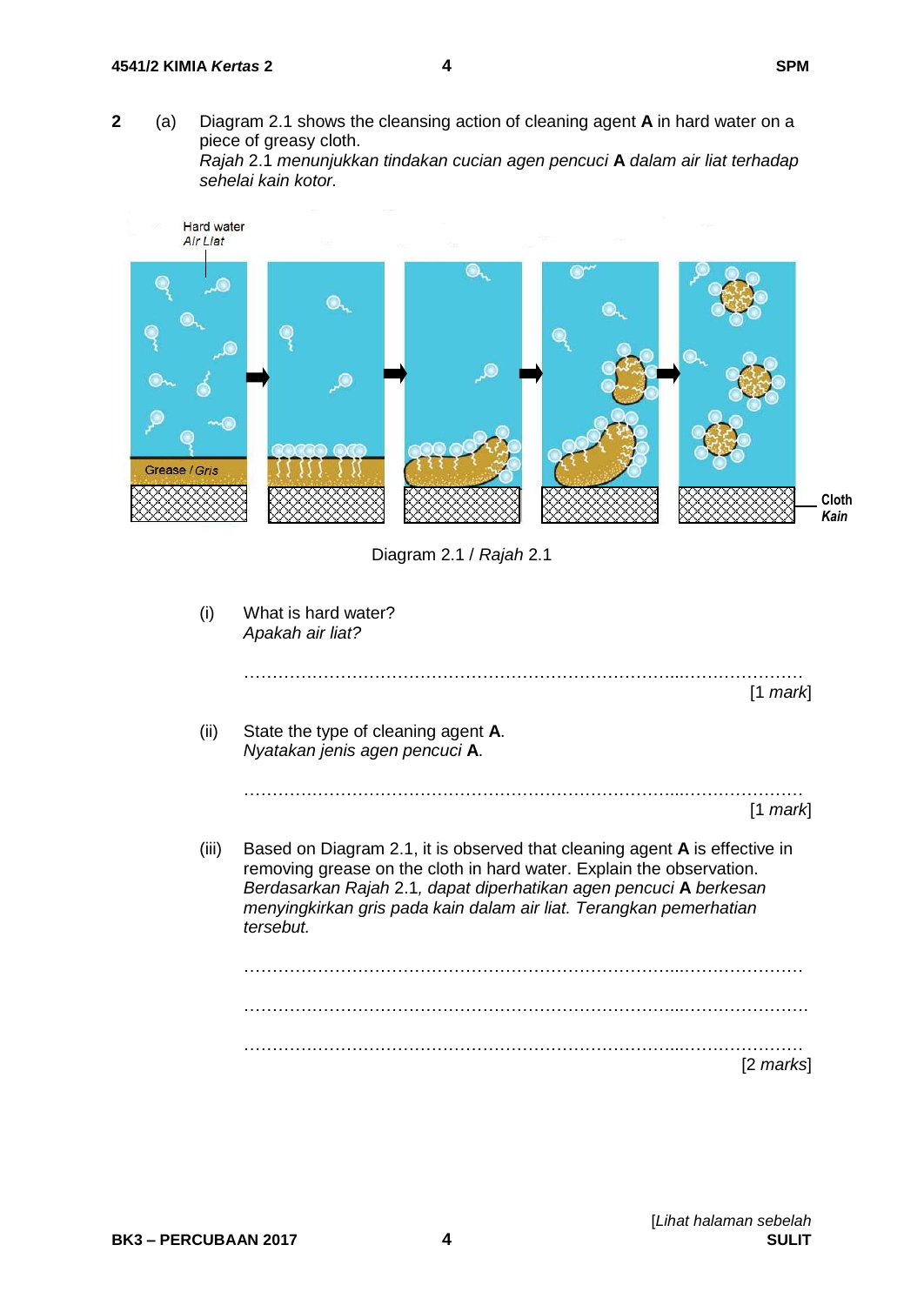**2** (a) Diagram 2.1 shows the cleansing action of cleaning agent **A** in hard water on a piece of greasy cloth.
*Rajah* 2.1 *menunjukkan tindakan cucian agen pencuci* **A** *dalam air liat terhadap sehelai kain kotor.*

Hard water
*Air Liat*

Grease / *Gris*

Cloth
*Kain*

Diagram 2.1 / *Rajah* 2.1

(i) What is hard water?
*Apakah air liat?*

……………………………………………………………………………………………

[1 *mark*]

(ii) State the type of cleaning agent **A**.
*Nyatakan jenis agen pencuci* **A**.

……………………………………………………………………………………………

[1 *mark*]

(iii) Based on Diagram 2.1, it is observed that cleaning agent **A** is effective in removing grease on the cloth in hard water. Explain the observation.
*Berdasarkan Rajah* 2.1*, dapat diperhatikan agen pencuci* **A** *berkesan menyingkirkan gris pada kain dalam air liat. Terangkan pemerhatian tersebut.*

……………………………………………………………………………………………

……………………………………………………………………………………………

……………………………………………………………………………………………

[2 *marks*]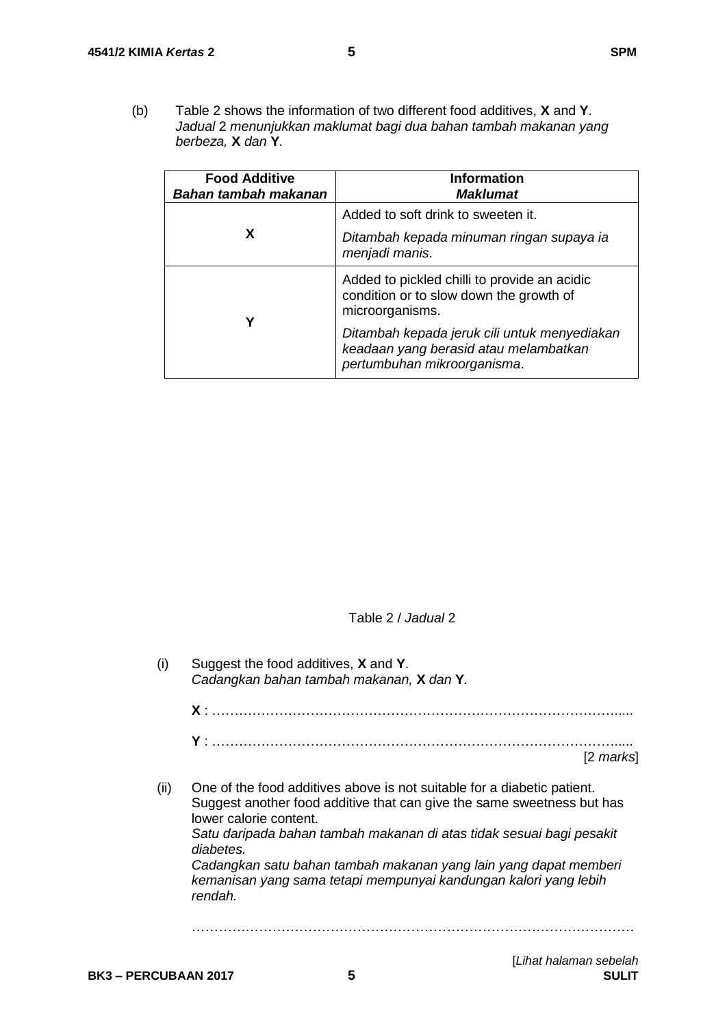(b) Table 2 shows the information of two different food additives, **X** and **Y**.
*Jadual* 2 *menunjukkan maklumat bagi dua bahan tambah makanan yang berbeza,* **X** *dan* **Y**.

| **Food Additive** *Bahan tambah makanan* | **Information** *Maklumat* |
|---|---|
| **X** | Added to soft drink to sweeten it. *Ditambah kepada minuman ringan supaya ia menjadi manis*. |
| **Y** | Added to pickled chilli to provide an acidic condition or to slow down the growth of microorganisms. *Ditambah kepada jeruk cili untuk menyediakan keadaan yang berasid atau melambatkan pertumbuhan mikroorganisma*. |

Table 2 / *Jadual* 2

(i) Suggest the food additives, **X** and **Y**.
*Cadangkan bahan tambah makanan,* **X** *dan* **Y***.*

**X** : ………………………………………………………………………………….....

**Y** : ………………………………………………………………………………….....

[2 *marks*]

(ii) One of the food additives above is not suitable for a diabetic patient. Suggest another food additive that can give the same sweetness but has lower calorie content.
*Satu daripada bahan tambah makanan di atas tidak sesuai bagi pesakit diabetes.*
*Cadangkan satu bahan tambah makanan yang lain yang dapat memberi kemanisan yang sama tetapi mempunyai kandungan kalori yang lebih rendah.*

……………………………………………………………………………………….

[*Lihat halaman sebelah*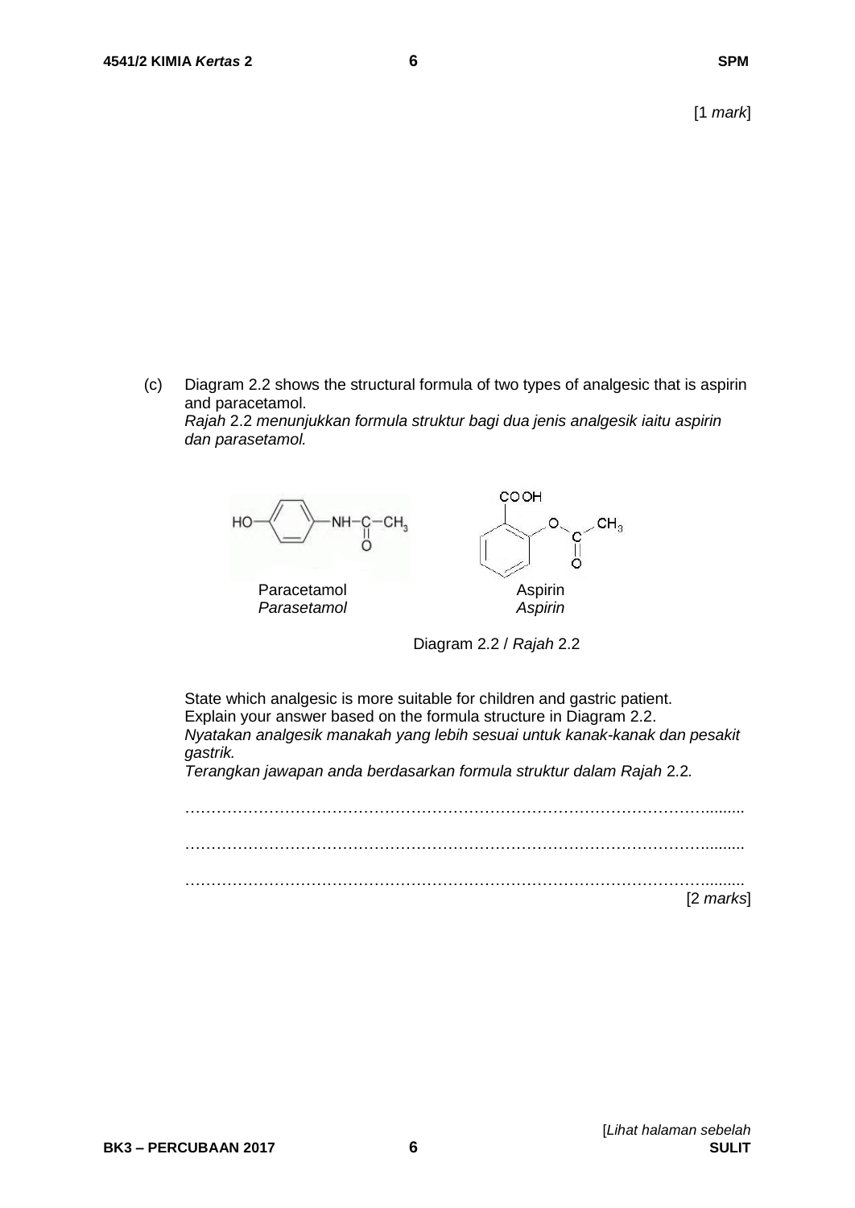[1 *mark*]

(c) Diagram 2.2 shows the structural formula of two types of analgesic that is aspirin and paracetamol.
*Rajah* 2.2 *menunjukkan formula struktur bagi dua jenis analgesik iaitu aspirin dan parasetamol.*

Paracetamol
*Parasetamol*

Aspirin
*Aspirin*

Diagram 2.2 / *Rajah* 2.2

State which analgesic is more suitable for children and gastric patient.
Explain your answer based on the formula structure in Diagram 2.2.
*Nyatakan analgesik manakah yang lebih sesuai untuk kanak-kanak dan pesakit gastrik.*
*Terangkan jawapan anda berdasarkan formula struktur dalam Rajah* 2.2*.*

…………………………………………………………………………………………

…………………………………………………………………………………………

…………………………………………………………………………………………

[2 *marks*]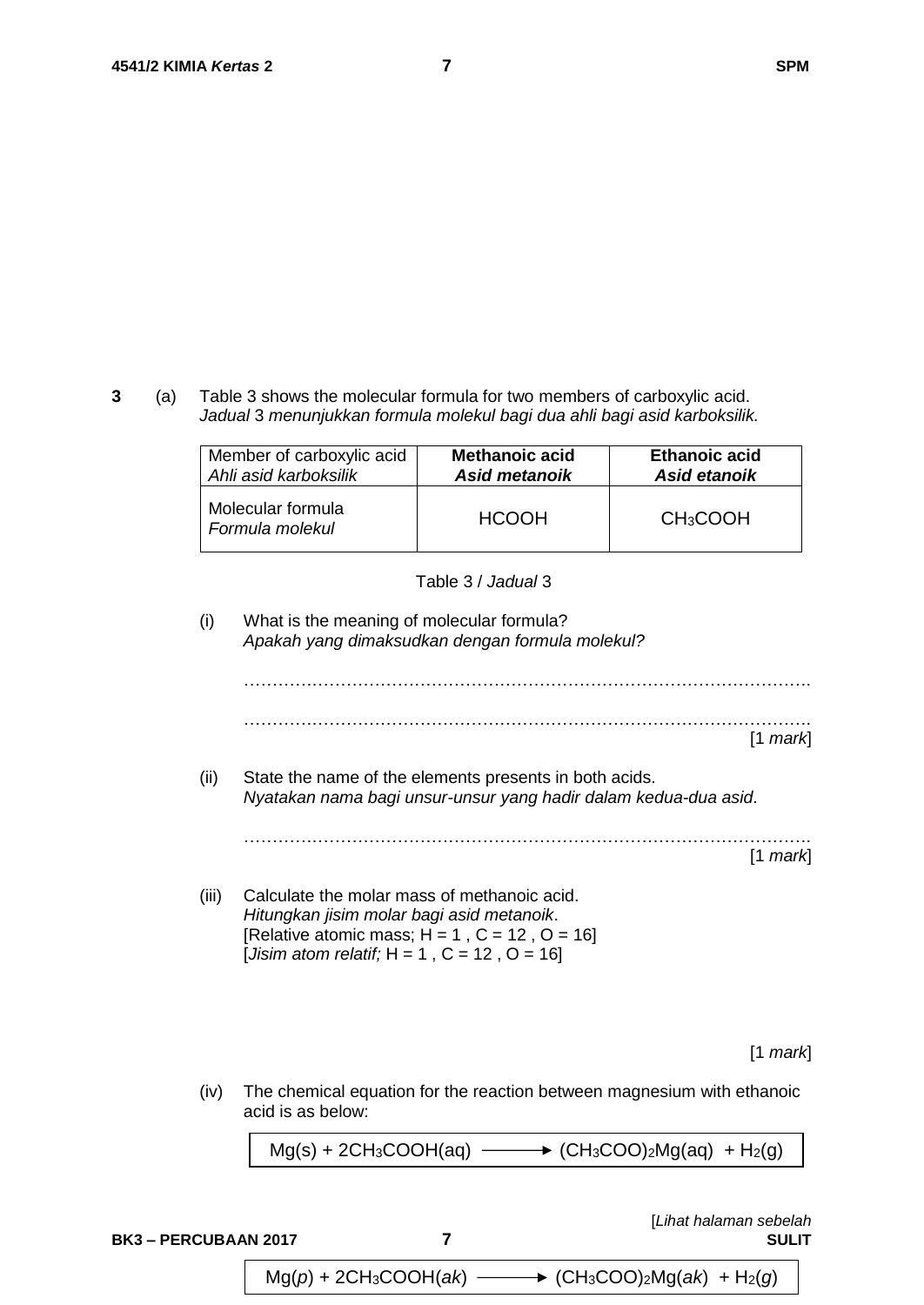**3** (a) Table 3 shows the molecular formula for two members of carboxylic acid.
*Jadual* 3 *menunjukkan formula molekul bagi dua ahli bagi asid karboksilik.*

| Member of carboxylic acid<br>*Ahli asid karboksilik* | **Methanoic acid**<br>***Asid metanoik*** | **Ethanoic acid**<br>***Asid etanoik*** |
|---|---|---|
| Molecular formula<br>*Formula molekul* | $HCOOH$ | $CH_3COOH$ |

Table 3 / *Jadual* 3

(i) What is the meaning of molecular formula?
*Apakah yang dimaksudkan dengan formula molekul?*

..........................................................................................................

..........................................................................................................
[1 *mark*]

(ii) State the name of the elements presents in both acids.
*Nyatakan nama bagi unsur-unsur yang hadir dalam kedua-dua asid*.

..........................................................................................................
[1 *mark*]

(iii) Calculate the molar mass of methanoic acid.
*Hitungkan jisim molar bagi asid metanoik*.
[Relative atomic mass; H = 1 , C = 12 , O = 16]
[*Jisim atom relatif;* H = 1 , C = 12 , O = 16]

[1 *mark*]

(iv) The chemical equation for the reaction between magnesium with ethanoic acid is as below:

$$Mg(s) + 2CH_3COOH(aq) \longrightarrow (CH_3COO)_2Mg(aq) + H_2(g)$$

$$Mg(p) + 2CH_3COOH(ak) \longrightarrow (CH_3COO)_2Mg(ak) + H_2(g)$$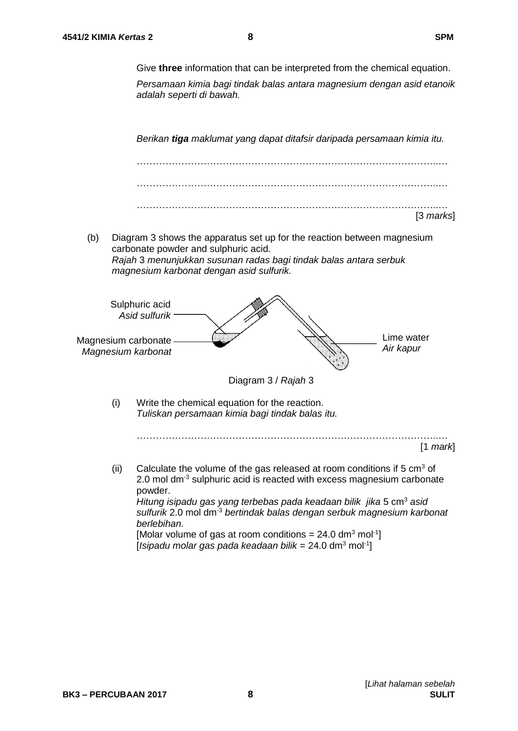Give **three** information that can be interpreted from the chemical equation.

*Persamaan kimia bagi tindak balas antara magnesium dengan asid etanoik adalah seperti di bawah.*

*Berikan **tiga** maklumat yang dapat ditafsir daripada persamaan kimia itu.*

……………………………………………………………………………………

……………………………………………………………………………………

……………………………………………………………………………………

[3 *marks*]

(b) Diagram 3 shows the apparatus set up for the reaction between magnesium carbonate powder and sulphuric acid.
*Rajah 3 menunjukkan susunan radas bagi tindak balas antara serbuk magnesium karbonat dengan asid sulfurik.*

Sulphuric acid / *Asid sulfurik*

Magnesium carbonate / *Magnesium karbonat*

Lime water / *Air kapur*

Diagram 3 / *Rajah 3*

(i) Write the chemical equation for the reaction.
*Tuliskan persamaan kimia bagi tindak balas itu.*

……………………………………………………………………………………

[1 *mark*]

(ii) Calculate the volume of the gas released at room conditions if 5 $cm^3$ of 2.0 mol $dm^{-3}$ sulphuric acid is reacted with excess magnesium carbonate powder.
*Hitung isipadu gas yang terbebas pada keadaan bilik jika 5 $cm^3$ asid sulfurik 2.0 mol $dm^{-3}$ bertindak balas dengan serbuk magnesium karbonat berlebihan.*
[Molar volume of gas at room conditions = 24.0 $dm^3$ $mol^{-1}$]
[*Isipadu molar gas pada keadaan bilik* = 24.0 $dm^3$ $mol^{-1}$]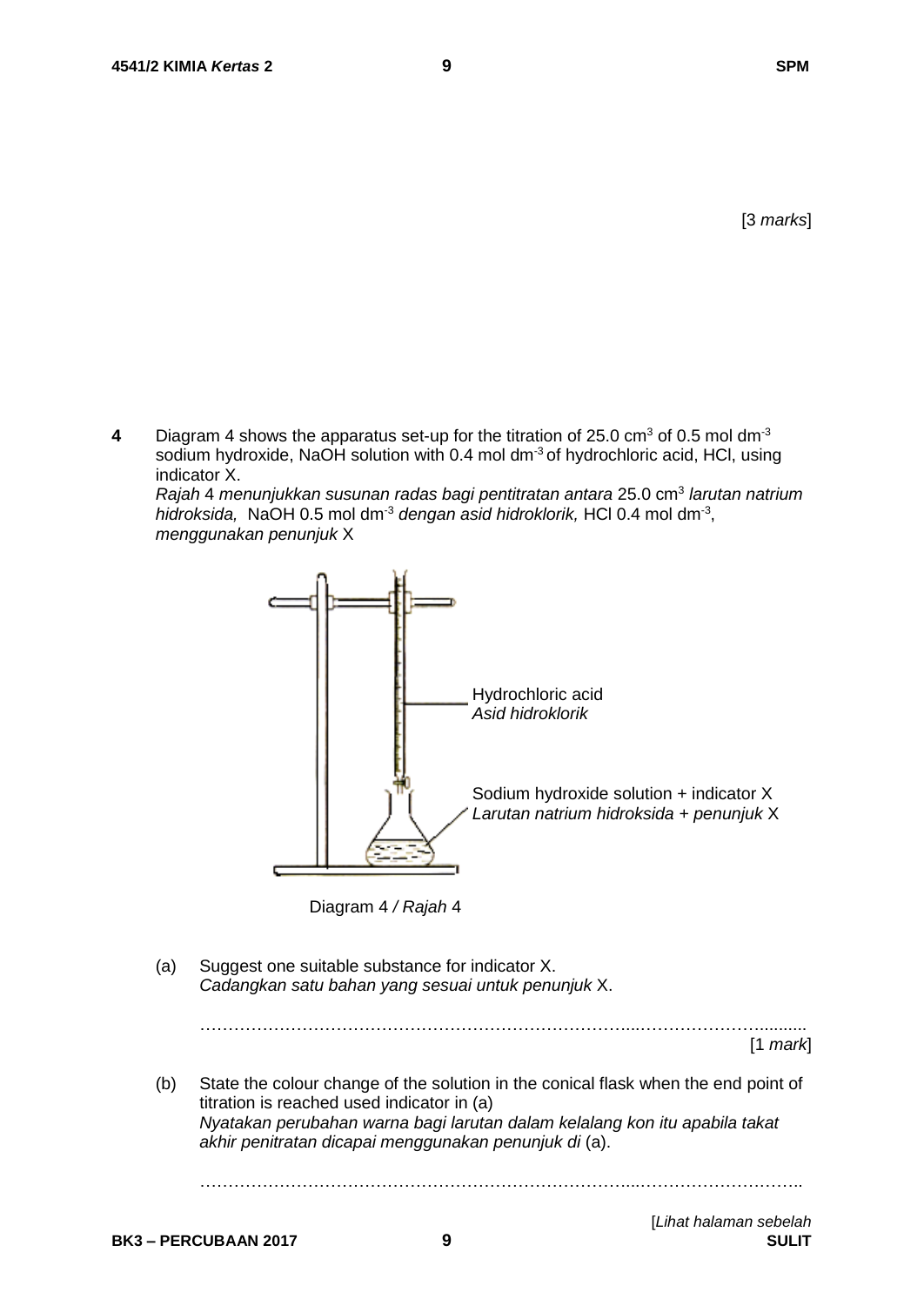[3 *marks*]

**4** Diagram 4 shows the apparatus set-up for the titration of 25.0 $cm^3$ of 0.5 mol $dm^{-3}$ sodium hydroxide, NaOH solution with 0.4 mol $dm^{-3}$ of hydrochloric acid, HCl, using indicator X.
*Rajah* 4 *menunjukkan susunan radas bagi pentitratan antara* 25.0 $cm^3$ *larutan natrium hidroksida,* NaOH 0.5 mol $dm^{-3}$ *dengan asid hidroklorik,* HCl 0.4 mol $dm^{-3}$, *menggunakan penunjuk* X

Hydrochloric acid
*Asid hidroklorik*

Sodium hydroxide solution + indicator X
*Larutan natrium hidroksida + penunjuk* X

Diagram 4 / *Rajah* 4

(a) Suggest one suitable substance for indicator X.
*Cadangkan satu bahan yang sesuai untuk penunjuk* X.

……………………………………………………………………………………………

[1 *mark*]

(b) State the colour change of the solution in the conical flask when the end point of titration is reached used indicator in (a)
*Nyatakan perubahan warna bagi larutan dalam kelalang kon itu apabila takat akhir penitratan dicapai menggunakan penunjuk di* (a).

……………………………………………………………………………………………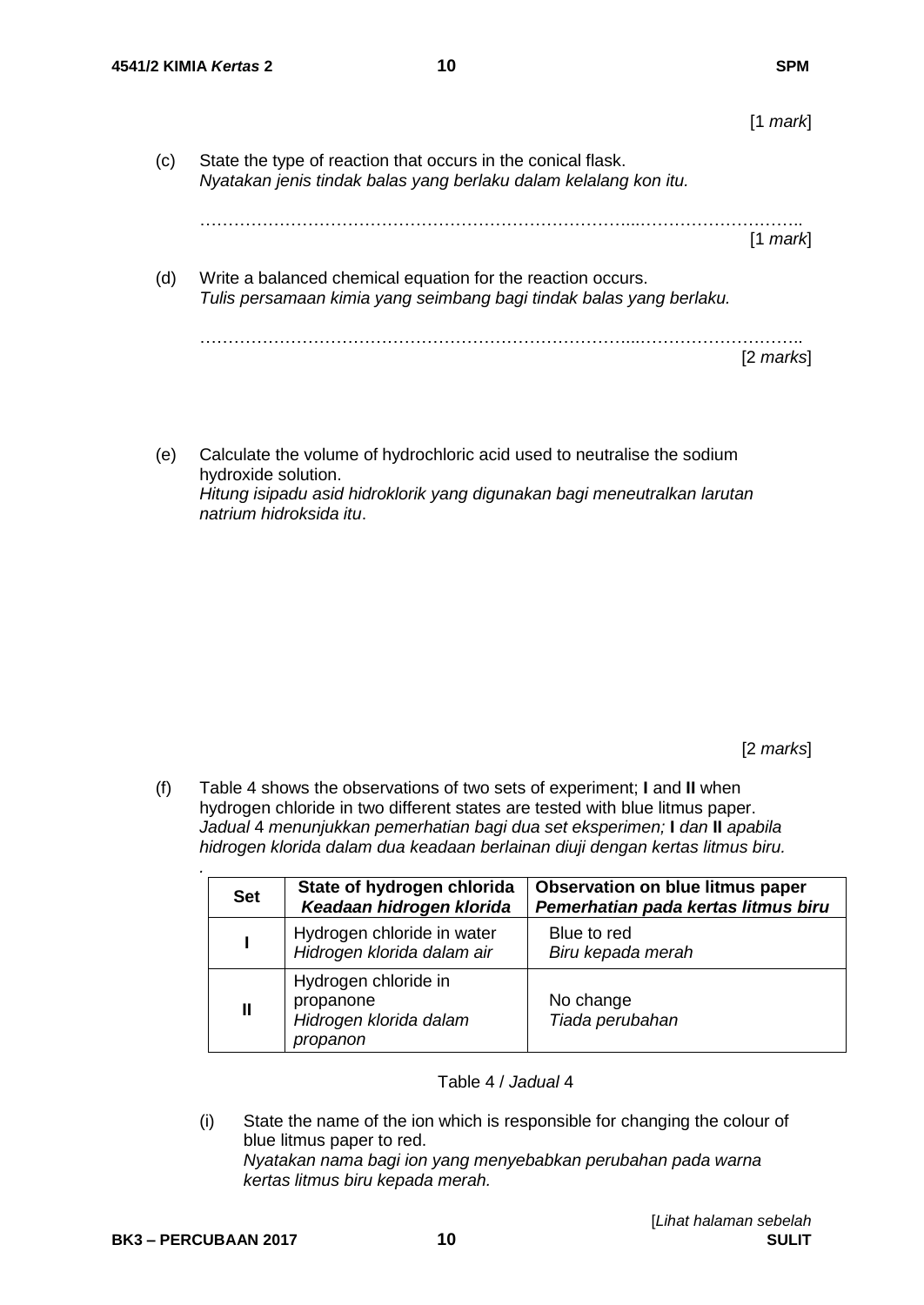[1 *mark*]

(c) State the type of reaction that occurs in the conical flask.
*Nyatakan jenis tindak balas yang berlaku dalam kelalang kon itu.*

……………………………………………………………………………………………………..
[1 *mark*]

(d) Write a balanced chemical equation for the reaction occurs.
*Tulis persamaan kimia yang seimbang bagi tindak balas yang berlaku.*

……………………………………………………………………………………………………..
[2 *marks*]

(e) Calculate the volume of hydrochloric acid used to neutralise the sodium hydroxide solution.
*Hitung isipadu asid hidroklorik yang digunakan bagi meneutralkan larutan natrium hidroksida itu*.

[2 *marks*]

(f) Table 4 shows the observations of two sets of experiment; **I** and **II** when hydrogen chloride in two different states are tested with blue litmus paper.
*Jadual* 4 *menunjukkan pemerhatian bagi dua set eksperimen;* **I** *dan* **II** *apabila hidrogen klorida dalam dua keadaan berlainan diuji dengan kertas litmus biru.*

| **Set** | **State of hydrogen chlorida** *Keadaan hidrogen klorida* | **Observation on blue litmus paper** *Pemerhatian pada kertas litmus biru* |
|---|---|---|
| **I** | Hydrogen chloride in water *Hidrogen klorida dalam air* | Blue to red *Biru kepada merah* |
| **II** | Hydrogen chloride in propanone *Hidrogen klorida dalam propanon* | No change *Tiada perubahan* |

Table 4 / *Jadual* 4

(i) State the name of the ion which is responsible for changing the colour of blue litmus paper to red.
*Nyatakan nama bagi ion yang menyebabkan perubahan pada warna kertas litmus biru kepada merah.*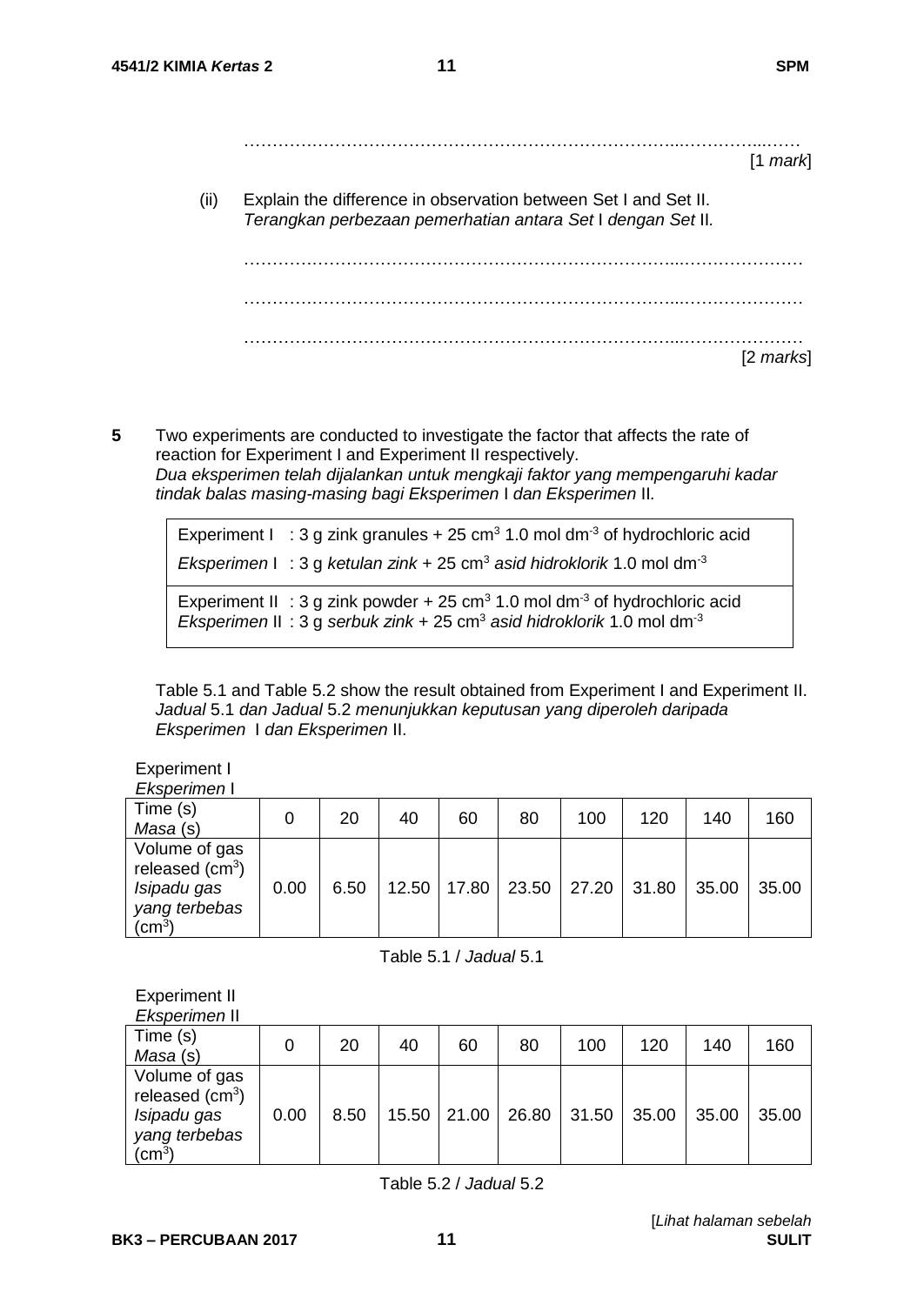……………………………………………………………………………………………

[1 *mark*]

(ii) Explain the difference in observation between Set I and Set II.
*Terangkan perbezaan pemerhatian antara Set* I *dengan Set* II*.*

……………………………………………………………………………………………

……………………………………………………………………………………………

……………………………………………………………………………………………

[2 *marks*]

**5** Two experiments are conducted to investigate the factor that affects the rate of reaction for Experiment I and Experiment II respectively.
*Dua eksperimen telah dijalankan untuk mengkaji faktor yang mempengaruhi kadar tindak balas masing-masing bagi Eksperimen* I *dan Eksperimen* II*.*

| |
|---|
| Experiment I : 3 g zink granules + 25 $cm^3$ 1.0 mol $dm^{-3}$ of hydrochloric acid<br>*Eksperimen* I : 3 g *ketulan zink* + 25 $cm^3$ *asid hidroklorik* 1.0 mol $dm^{-3}$ |
| Experiment II : 3 g zink powder + 25 $cm^3$ 1.0 mol $dm^{-3}$ of hydrochloric acid<br>*Eksperimen* II : 3 g *serbuk zink* + 25 $cm^3$ *asid hidroklorik* 1.0 mol $dm^{-3}$ |

Table 5.1 and Table 5.2 show the result obtained from Experiment I and Experiment II.
*Jadual* 5.1 *dan Jadual* 5.2 *menunjukkan keputusan yang diperoleh daripada Eksperimen* I *dan Eksperimen* II.

Experiment I
*Eksperimen* I

| Time (s)<br>*Masa* (s) | 0 | 20 | 40 | 60 | 80 | 100 | 120 | 140 | 160 |
|---|---|---|---|---|---|---|---|---|---|
| Volume of gas released ($cm^3$)<br>*Isipadu gas yang terbebas* ($cm^3$) | 0.00 | 6.50 | 12.50 | 17.80 | 23.50 | 27.20 | 31.80 | 35.00 | 35.00 |

Table 5.1 / *Jadual* 5.1

Experiment II
*Eksperimen* II

| Time (s)<br>*Masa* (s) | 0 | 20 | 40 | 60 | 80 | 100 | 120 | 140 | 160 |
|---|---|---|---|---|---|---|---|---|---|
| Volume of gas released ($cm^3$)<br>*Isipadu gas yang terbebas* ($cm^3$) | 0.00 | 8.50 | 15.50 | 21.00 | 26.80 | 31.50 | 35.00 | 35.00 | 35.00 |

Table 5.2 / *Jadual* 5.2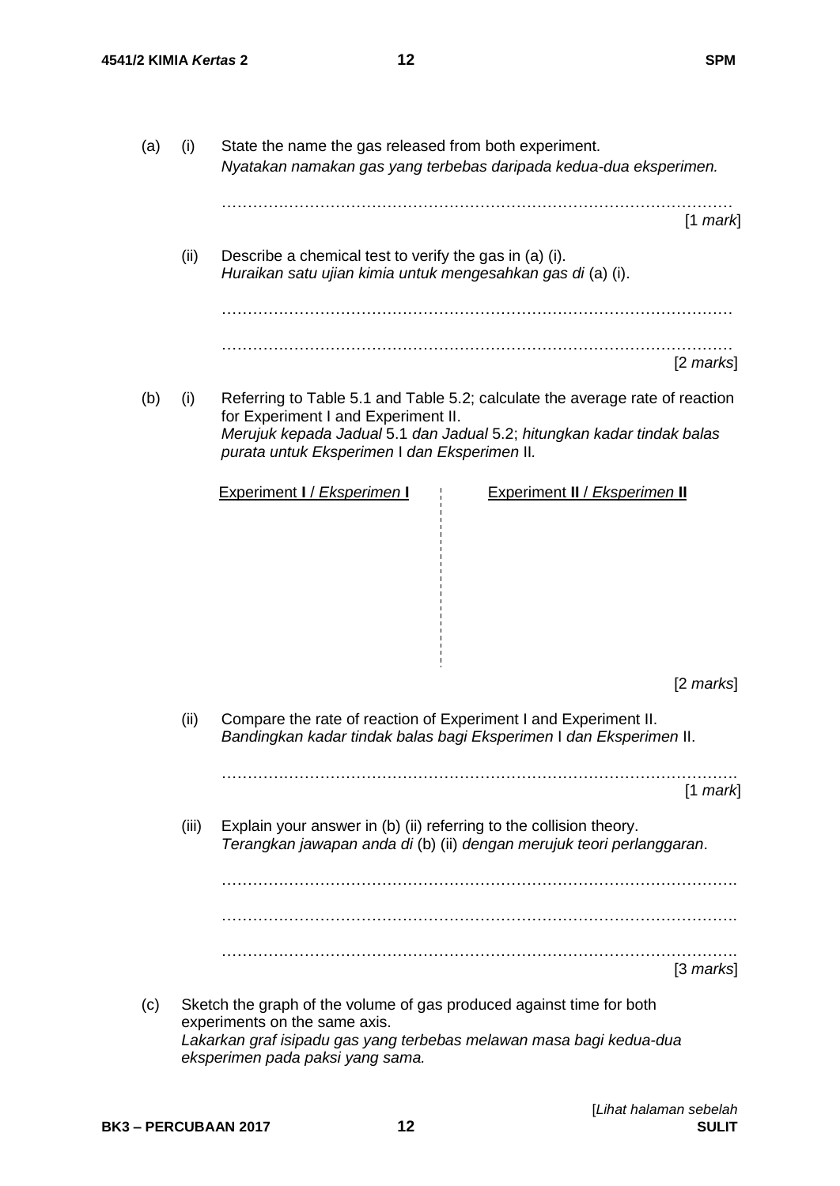(a) (i) State the name the gas released from both experiment.
*Nyatakan namakan gas yang terbebas daripada kedua-dua eksperimen.*

…………………………………………………………………………………………
[1 *mark*]

(ii) Describe a chemical test to verify the gas in (a) (i).
*Huraikan satu ujian kimia untuk mengesahkan gas di* (a) (i).

…………………………………………………………………………………………

…………………………………………………………………………………………
[2 *marks*]

(b) (i) Referring to Table 5.1 and Table 5.2; calculate the average rate of reaction for Experiment I and Experiment II.
*Merujuk kepada Jadual* 5.1 *dan Jadual* 5.2; *hitungkan kadar tindak balas purata untuk Eksperimen* I *dan Eksperimen* II.

| Experiment **I** / *Eksperimen* **I** | Experiment **II** / *Eksperimen* **II** |
| --- | --- |
| | |

[2 *marks*]

(ii) Compare the rate of reaction of Experiment I and Experiment II.
*Bandingkan kadar tindak balas bagi Eksperimen* I *dan Eksperimen* II.

…………………………………………………………………………………………
[1 *mark*]

(iii) Explain your answer in (b) (ii) referring to the collision theory.
*Terangkan jawapan anda di* (b) (ii) *dengan merujuk teori perlanggaran*.

…………………………………………………………………………………………

…………………………………………………………………………………………

…………………………………………………………………………………………
[3 *marks*]

(c) Sketch the graph of the volume of gas produced against time for both experiments on the same axis.
*Lakarkan graf isipadu gas yang terbebas melawan masa bagi kedua-dua eksperimen pada paksi yang sama.*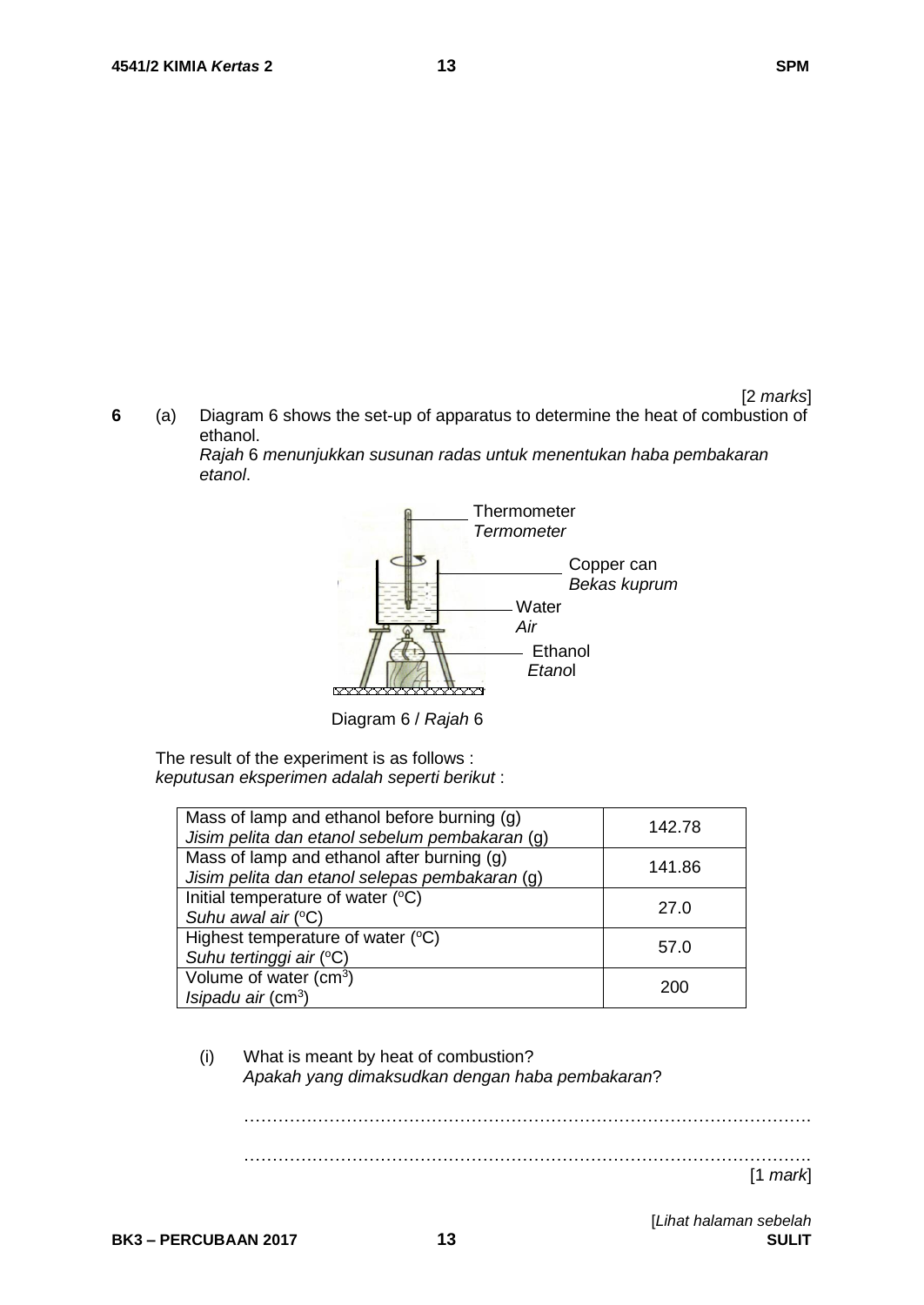[2 *marks*]

**6** (a) Diagram 6 shows the set-up of apparatus to determine the heat of combustion of ethanol.
*Rajah* 6 *menunjukkan susunan radas untuk menentukan haba pembakaran etanol*.

Thermometer
*Termometer*

Copper can
*Bekas kuprum*

Water
*Air*

Ethanol
*Etanol*

Diagram 6 / *Rajah* 6

The result of the experiment is as follows :
*keputusan eksperimen adalah seperti berikut* :

| Item | Value |
|---|---|
| Mass of lamp and ethanol before burning (g)<br>*Jisim pelita dan etanol sebelum pembakaran* (g) | 142.78 |
| Mass of lamp and ethanol after burning (g)<br>*Jisim pelita dan etanol selepas pembakaran* (g) | 141.86 |
| Initial temperature of water (°C)<br>*Suhu awal air* (°C) | 27.0 |
| Highest temperature of water (°C)<br>*Suhu tertinggi air* (°C) | 57.0 |
| Volume of water ($cm^3$)<br>*Isipadu air* ($cm^3$) | 200 |

(i) What is meant by heat of combustion?
*Apakah yang dimaksudkan dengan haba pembakaran*?

…………………………………………………………………………………………

…………………………………………………………………………………………
[1 *mark*]

[*Lihat halaman sebelah*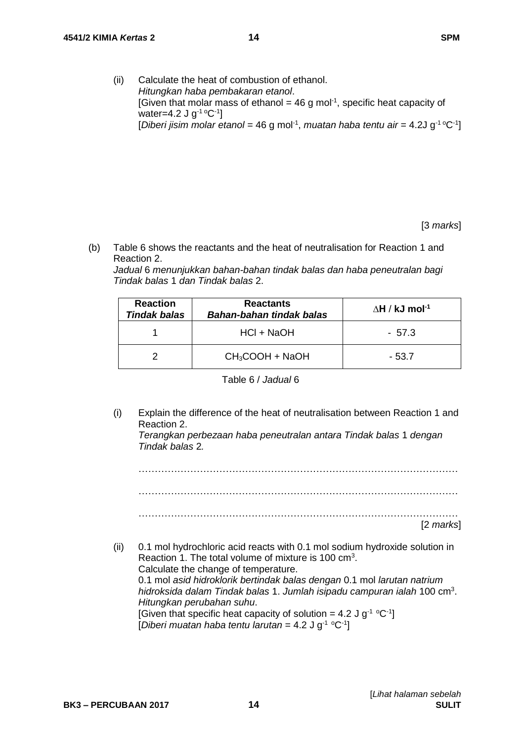(ii) Calculate the heat of combustion of ethanol.
*Hitungkan haba pembakaran etanol*.
[Given that molar mass of ethanol = 46 g $mol^{-1}$, specific heat capacity of water=4.2 J $g^{-1}$ $^oC^{-1}$]
[*Diberi jisim molar etanol* = 46 g $mol^{-1}$, *muatan haba tentu air* = 4.2J $g^{-1}$ $^oC^{-1}$]

[3 *marks*]

(b) Table 6 shows the reactants and the heat of neutralisation for Reaction 1 and Reaction 2.
*Jadual* 6 *menunjukkan bahan-bahan tindak balas dan haba peneutralan bagi Tindak balas* 1 *dan Tindak balas* 2.

| **Reaction** / ***Tindak balas*** | **Reactants** / ***Bahan-bahan tindak balas*** | **$\Delta H$ / kJ $mol^{-1}$** |
|---|---|---|
| 1 | HCl + NaOH | - 57.3 |
| 2 | $CH_3COOH$ + NaOH | - 53.7 |

Table 6 / *Jadual* 6

(i) Explain the difference of the heat of neutralisation between Reaction 1 and Reaction 2.
*Terangkan perbezaan haba peneutralan antara Tindak balas* 1 *dengan Tindak balas* 2*.*

…………………………………………………………………………………………

…………………………………………………………………………………………

…………………………………………………………………………………………
[2 *marks*]

(ii) 0.1 mol hydrochloric acid reacts with 0.1 mol sodium hydroxide solution in Reaction 1. The total volume of mixture is 100 $cm^3$.
Calculate the change of temperature.
0.1 mol *asid hidroklorik bertindak balas dengan* 0.1 mol *larutan natrium hidroksida dalam Tindak balas* 1. *Jumlah isipadu campuran ialah* 100 $cm^3$.
*Hitungkan perubahan suhu*.
[Given that specific heat capacity of solution = 4.2 J $g^{-1}$ $^oC^{-1}$]
[*Diberi muatan haba tentu larutan* = 4.2 J $g^{-1}$ $^oC^{-1}$]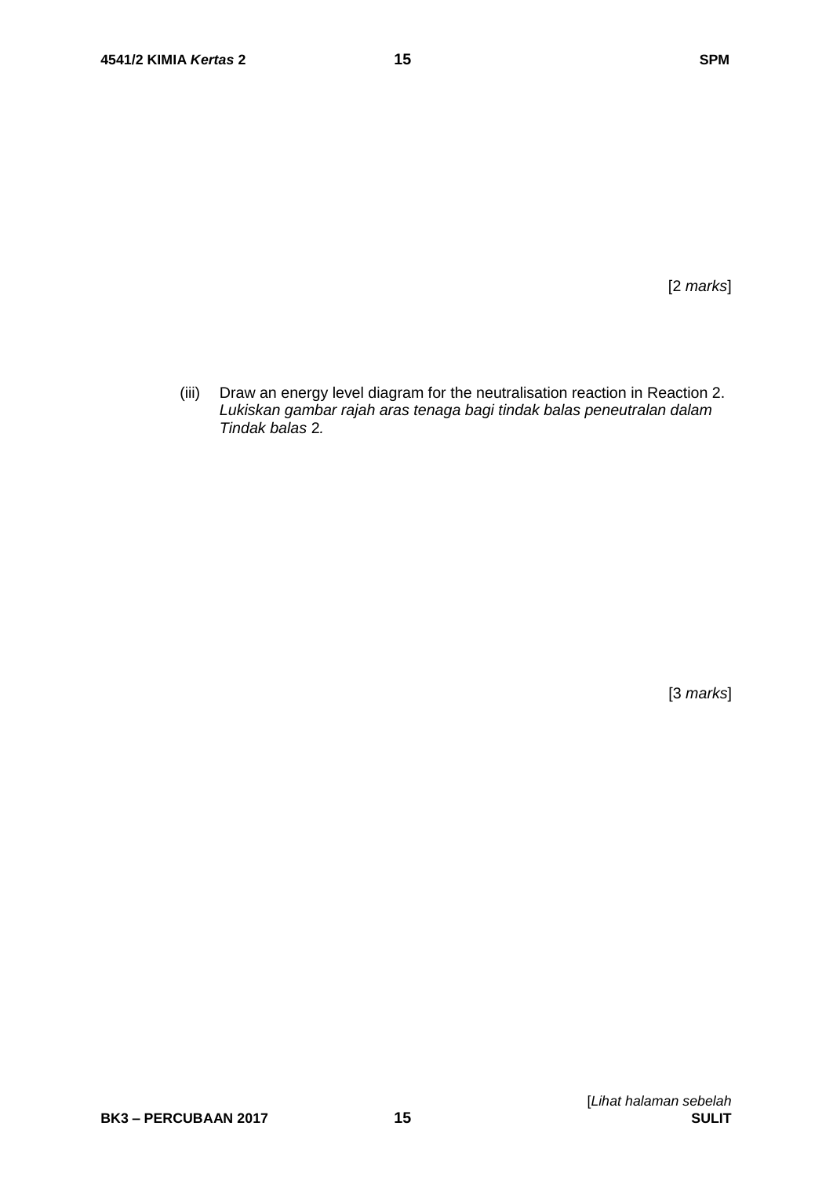[2 *marks*]

(iii) Draw an energy level diagram for the neutralisation reaction in Reaction 2.
*Lukiskan gambar rajah aras tenaga bagi tindak balas peneutralan dalam Tindak balas 2.*

[3 *marks*]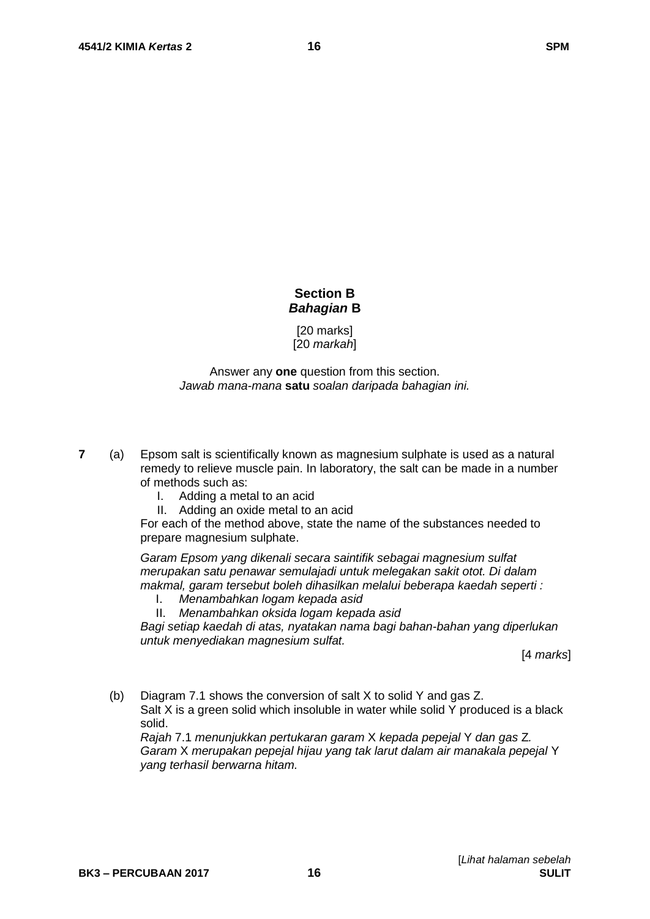## Section B
### *Bahagian* B

[20 marks]
[20 *markah*]

Answer any **one** question from this section.
*Jawab mana-mana* **satu** *soalan daripada bahagian ini.*

**7** (a) Epsom salt is scientifically known as magnesium sulphate is used as a natural remedy to relieve muscle pain. In laboratory, the salt can be made in a number of methods such as:

I. Adding a metal to an acid
II. Adding an oxide metal to an acid

For each of the method above, state the name of the substances needed to prepare magnesium sulphate.

*Garam Epsom yang dikenali secara saintifik sebagai magnesium sulfat merupakan satu penawar semulajadi untuk melegakan sakit otot. Di dalam makmal, garam tersebut boleh dihasilkan melalui beberapa kaedah seperti :*

I. *Menambahkan logam kepada asid*
II. *Menambahkan oksida logam kepada asid*

*Bagi setiap kaedah di atas, nyatakan nama bagi bahan-bahan yang diperlukan untuk menyediakan magnesium sulfat.*

[4 *marks*]

(b) Diagram 7.1 shows the conversion of salt X to solid Y and gas Z.
Salt X is a green solid which insoluble in water while solid Y produced is a black solid.
*Rajah* 7.1 *menunjukkan pertukaran garam* X *kepada pepejal* Y *dan gas* Z.
*Garam* X *merupakan pepejal hijau yang tak larut dalam air manakala pepejal* Y *yang terhasil berwarna hitam.*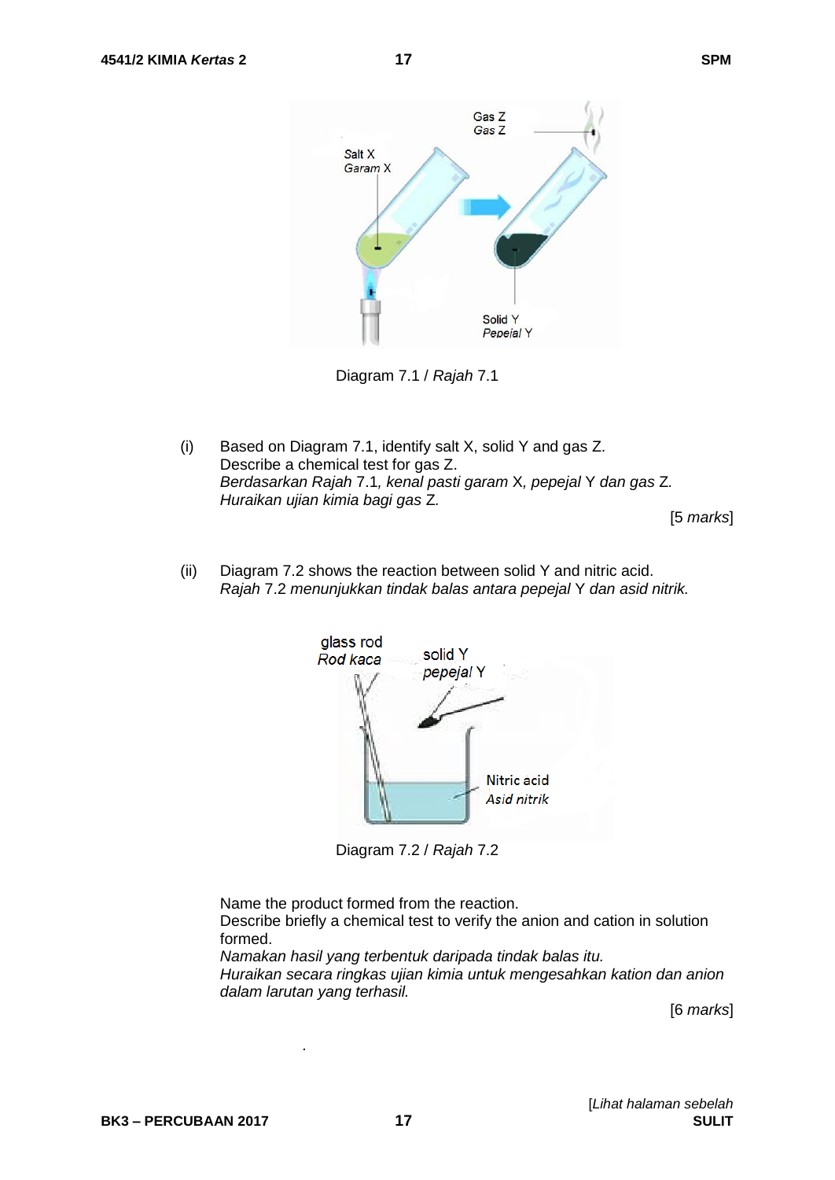Diagram 7.1 / *Rajah* 7.1

(i) Based on Diagram 7.1, identify salt X, solid Y and gas Z.
Describe a chemical test for gas Z.
*Berdasarkan Rajah* 7.1*, kenal pasti garam* X*, pepejal* Y *dan gas* Z*.*
*Huraikan ujian kimia bagi gas* Z*.*

[5 *marks*]

(ii) Diagram 7.2 shows the reaction between solid Y and nitric acid.
*Rajah* 7.2 *menunjukkan tindak balas antara pepejal* Y *dan asid nitrik.*

Diagram 7.2 / *Rajah* 7.2

Name the product formed from the reaction.
Describe briefly a chemical test to verify the anion and cation in solution formed.
*Namakan hasil yang terbentuk daripada tindak balas itu.*
*Huraikan secara ringkas ujian kimia untuk mengesahkan kation dan anion dalam larutan yang terhasil.*

[6 *marks*]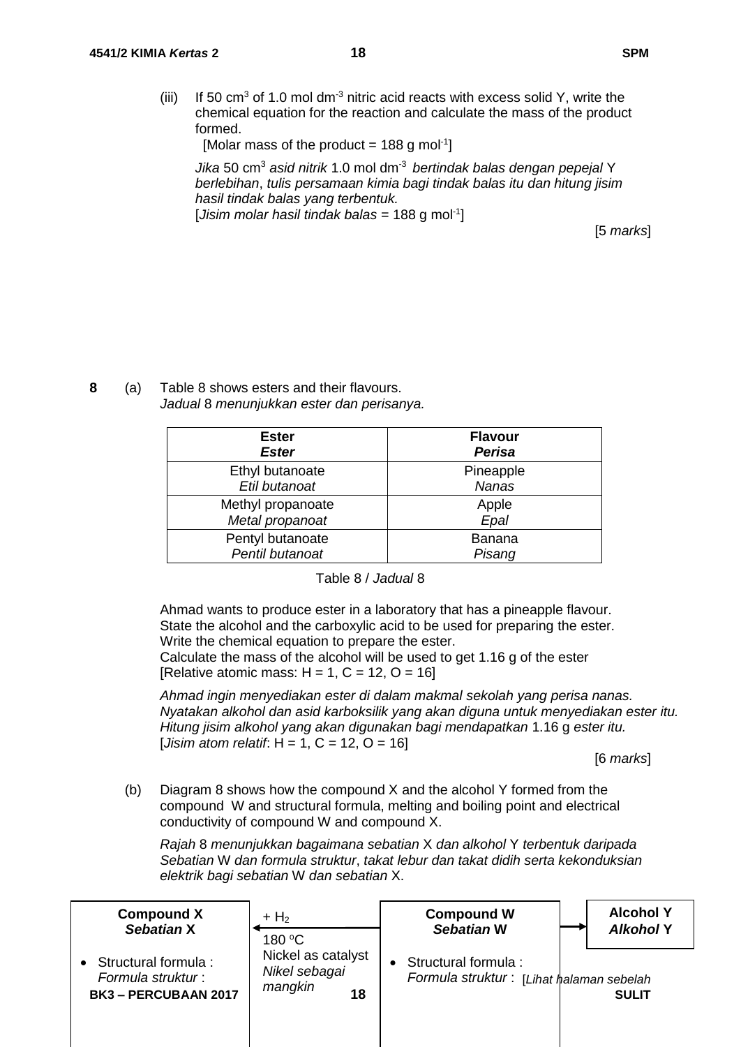(iii) If 50 $cm^3$ of 1.0 mol $dm^{-3}$ nitric acid reacts with excess solid Y, write the chemical equation for the reaction and calculate the mass of the product formed.
[Molar mass of the product = 188 g $mol^{-1}$]

*Jika* 50 $cm^3$ *asid nitrik* 1.0 mol $dm^{-3}$ *bertindak balas dengan pepejal* Y *berlebihan*, *tulis persamaan kimia bagi tindak balas itu dan hitung jisim hasil tindak balas yang terbentuk.*
[*Jisim molar hasil tindak balas* = 188 g $mol^{-1}$]

[5 *marks*]

**8** (a) Table 8 shows esters and their flavours.
*Jadual* 8 *menunjukkan ester dan perisanya.*

| Ester<br>*Ester* | Flavour<br>*Perisa* |
|---|---|
| Ethyl butanoate<br>*Etil butanoat* | Pineapple<br>*Nanas* |
| Methyl propanoate<br>*Metal propanoat* | Apple<br>*Epal* |
| Pentyl butanoate<br>*Pentil butanoat* | Banana<br>*Pisang* |

Table 8 / *Jadual* 8

Ahmad wants to produce ester in a laboratory that has a pineapple flavour.
State the alcohol and the carboxylic acid to be used for preparing the ester.
Write the chemical equation to prepare the ester.
Calculate the mass of the alcohol will be used to get 1.16 g of the ester
[Relative atomic mass: H = 1, C = 12, O = 16]

*Ahmad ingin menyediakan ester di dalam makmal sekolah yang perisa nanas. Nyatakan alkohol dan asid karboksilik yang akan diguna untuk menyediakan ester itu. Hitung jisim alkohol yang akan digunakan bagi mendapatkan* 1.16 g *ester itu.*
[*Jisim atom relatif*: H = 1, C = 12, O = 16]

[6 *marks*]

(b) Diagram 8 shows how the compound X and the alcohol Y formed from the compound W and structural formula, melting and boiling point and electrical conductivity of compound W and compound X.

*Rajah* 8 *menunjukkan bagaimana sebatian* X *dan alkohol* Y *terbentuk daripada Sebatian* W *dan formula struktur*, *takat lebur dan takat didih serta kekonduksian elektrik bagi sebatian* W *dan sebatian* X.

| **Compound X**<br>***Sebatian* X** | ← + $H_2$<br>180 °C<br>Nickel as catalyst<br>*Nikel sebagai mangkin* | **Compound W**<br>***Sebatian* W** | → | **Alcohol Y**<br>***Alkohol* Y** |
|---|---|---|---|---|
| • Structural formula :<br>*Formula struktur* : | | • Structural formula :<br>*Formula struktur* : | | |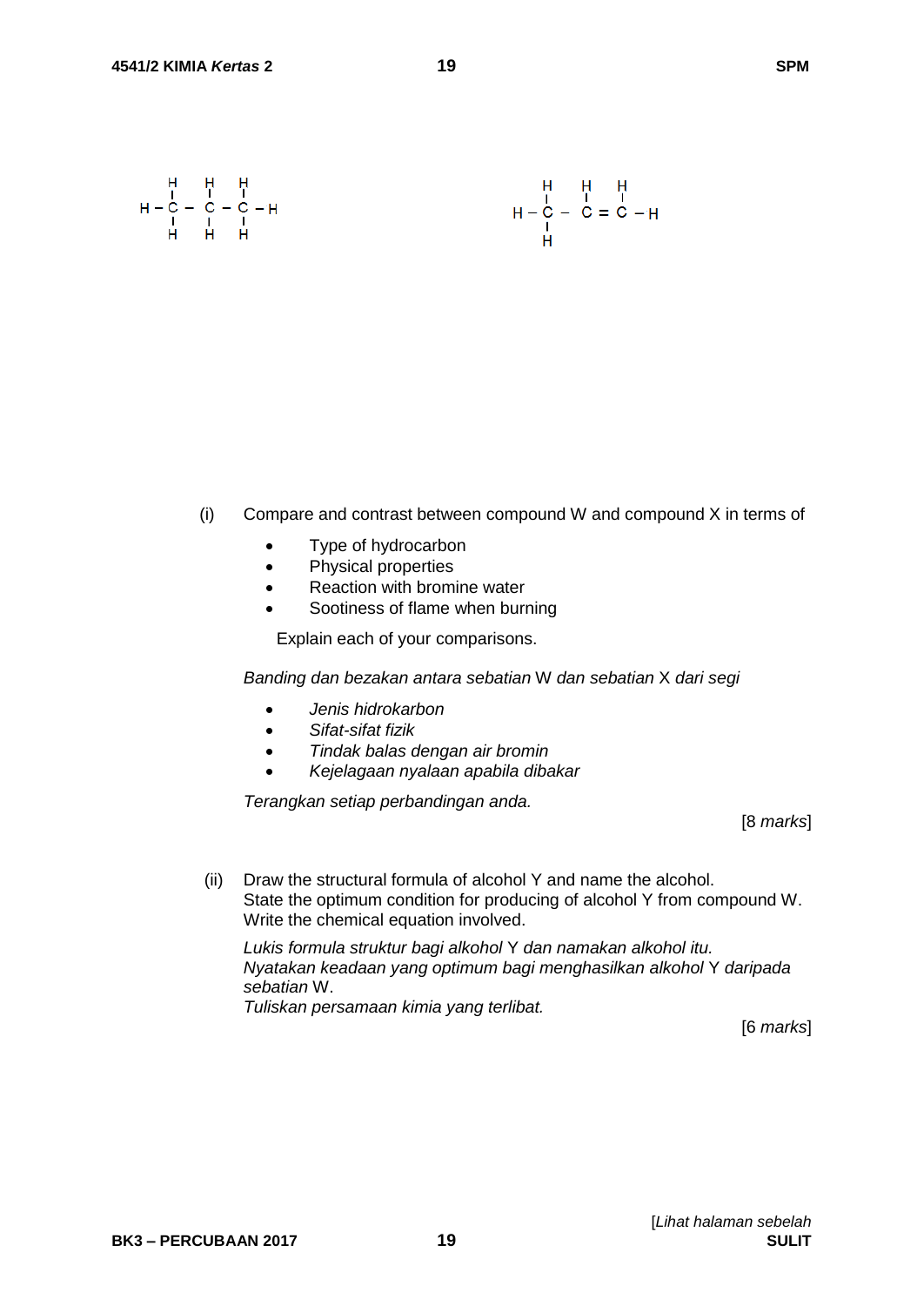```
    H   H   H
    |   |   |
H - C - C - C - H
    |   |   |
    H   H   H
```

```
    H   H   H
    |   |   |
H - C - C = C - H
    |
    H
```

(i) Compare and contrast between compound W and compound X in terms of

- Type of hydrocarbon
- Physical properties
- Reaction with bromine water
- Sootiness of flame when burning

Explain each of your comparisons.

*Banding dan bezakan antara sebatian* W *dan sebatian* X *dari segi*

- *Jenis hidrokarbon*
- *Sifat-sifat fizik*
- *Tindak balas dengan air bromin*
- *Kejelagaan nyalaan apabila dibakar*

*Terangkan setiap perbandingan anda.*

[8 *marks*]

(ii) Draw the structural formula of alcohol Y and name the alcohol.
State the optimum condition for producing of alcohol Y from compound W.
Write the chemical equation involved.

*Lukis formula struktur bagi alkohol* Y *dan namakan alkohol itu.*
*Nyatakan keadaan yang optimum bagi menghasilkan alkohol* Y *daripada sebatian* W.
*Tuliskan persamaan kimia yang terlibat.*

[6 *marks*]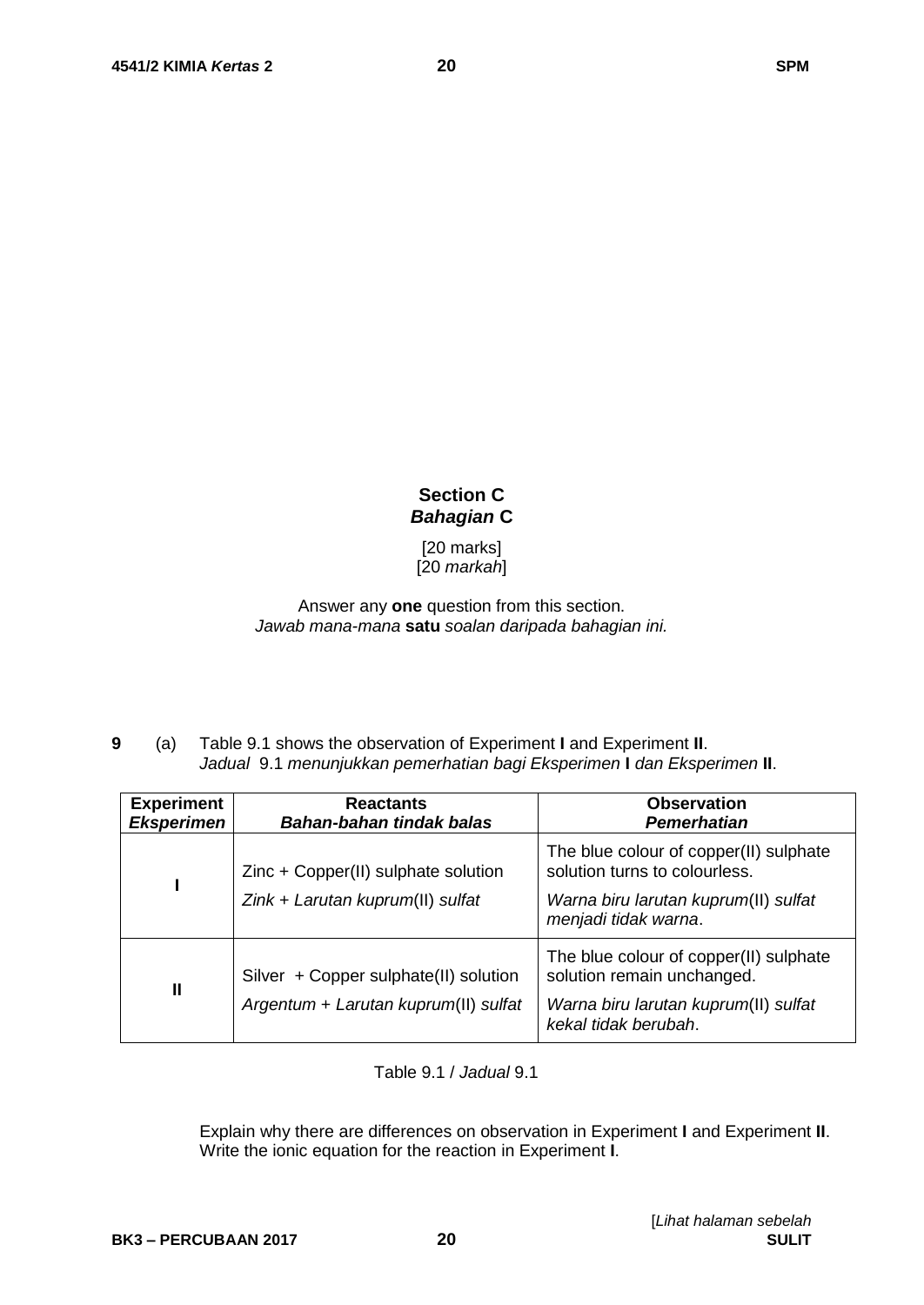## Section C
### *Bahagian* C

[20 marks]
[20 *markah*]

Answer any **one** question from this section.
*Jawab mana-mana* **satu** *soalan daripada bahagian ini.*

**9** (a) Table 9.1 shows the observation of Experiment **I** and Experiment **II**.
*Jadual* 9.1 *menunjukkan pemerhatian bagi Eksperimen* **I** *dan Eksperimen* **II**.

| **Experiment** ***Eksperimen*** | **Reactants** ***Bahan-bahan tindak balas*** | **Observation** ***Pemerhatian*** |
|---|---|---|
| **I** | Zinc + Copper(II) sulphate solution *Zink + Larutan kuprum*(II) *sulfat* | The blue colour of copper(II) sulphate solution turns to colourless. *Warna biru larutan kuprum*(II) *sulfat menjadi tidak warna*. |
| **II** | Silver + Copper sulphate(II) solution *Argentum + Larutan kuprum*(II) *sulfat* | The blue colour of copper(II) sulphate solution remain unchanged. *Warna biru larutan kuprum*(II) *sulfat kekal tidak berubah*. |

Table 9.1 / *Jadual* 9.1

Explain why there are differences on observation in Experiment **I** and Experiment **II**.
Write the ionic equation for the reaction in Experiment **I**.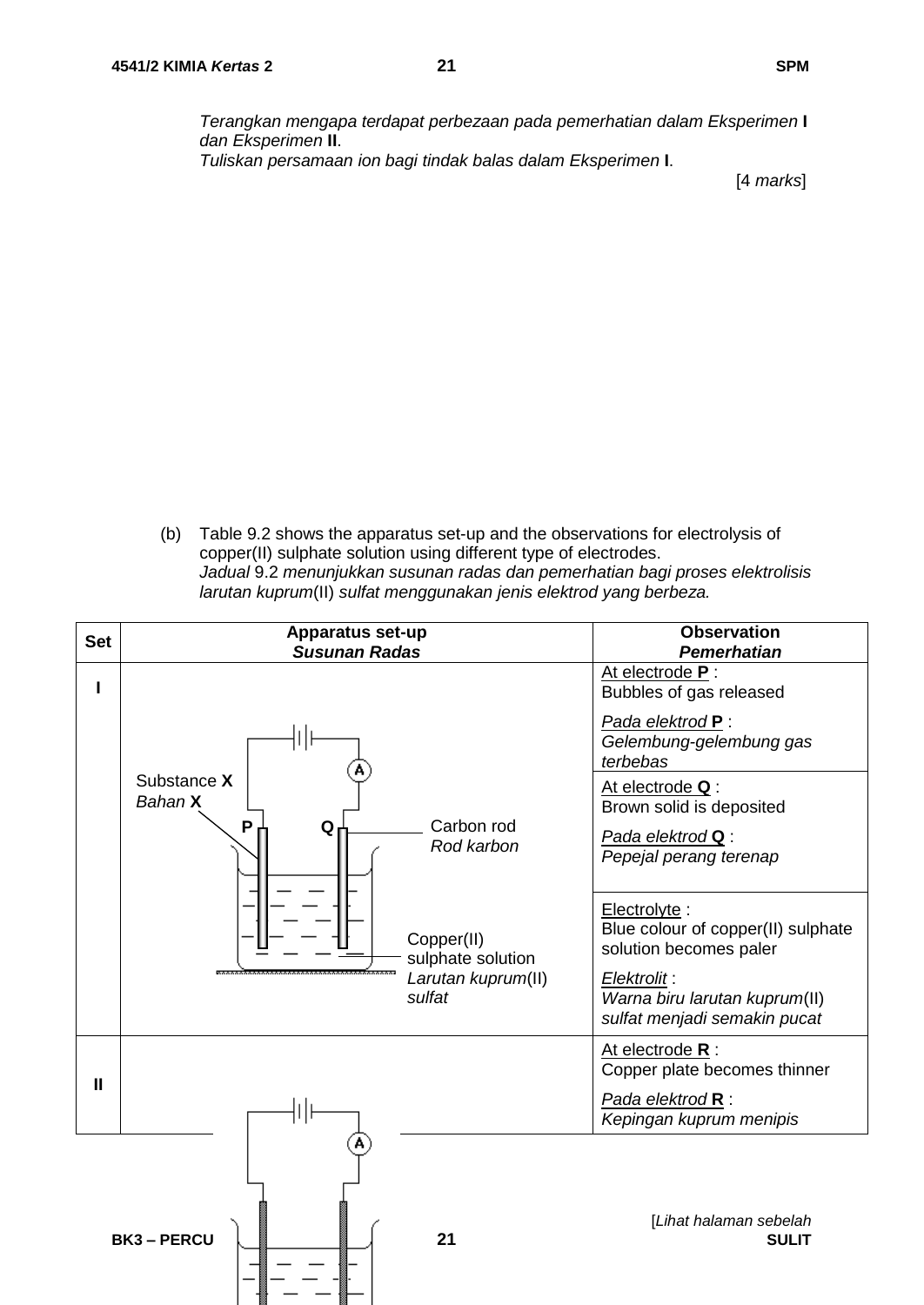*Terangkan mengapa terdapat perbezaan pada pemerhatian dalam Eksperimen* **I** *dan Eksperimen* **II**.
*Tuliskan persamaan ion bagi tindak balas dalam Eksperimen* **I**.

[4 *marks*]

(b) Table 9.2 shows the apparatus set-up and the observations for electrolysis of copper(II) sulphate solution using different type of electrodes.
*Jadual* 9.2 *menunjukkan susunan radas dan pemerhatian bagi proses elektrolisis larutan kuprum*(II) *sulfat menggunakan jenis elektrod yang berbeza.*

| Set | Apparatus set-up<br>***Susunan Radas*** | Observation<br>***Pemerhatian*** |
|---|---|---|
| **I** | Substance **X** / *Bahan* **X**; **P**; **Q**; Carbon rod / *Rod karbon*; Copper(II) sulphate solution / *Larutan kuprum*(II) *sulfat* | <u>At electrode **P**</u> :<br>Bubbles of gas released<br><u>*Pada elektrod* **P**</u> :<br>*Gelembung-gelembung gas terbebas* |
| | | <u>At electrode **Q**</u> :<br>Brown solid is deposited<br><u>*Pada elektrod* **Q**</u> :<br>*Pepejal perang terenap* |
| | | <u>Electrolyte</u> :<br>Blue colour of copper(II) sulphate solution becomes paler<br><u>*Elektrolit*</u> :<br>*Warna biru larutan kuprum*(II) *sulfat menjadi semakin pucat* |
| **II** | | <u>At electrode **R**</u> :<br>Copper plate becomes thinner<br><u>*Pada elektrod* **R**</u> :<br>*Kepingan kuprum menipis* |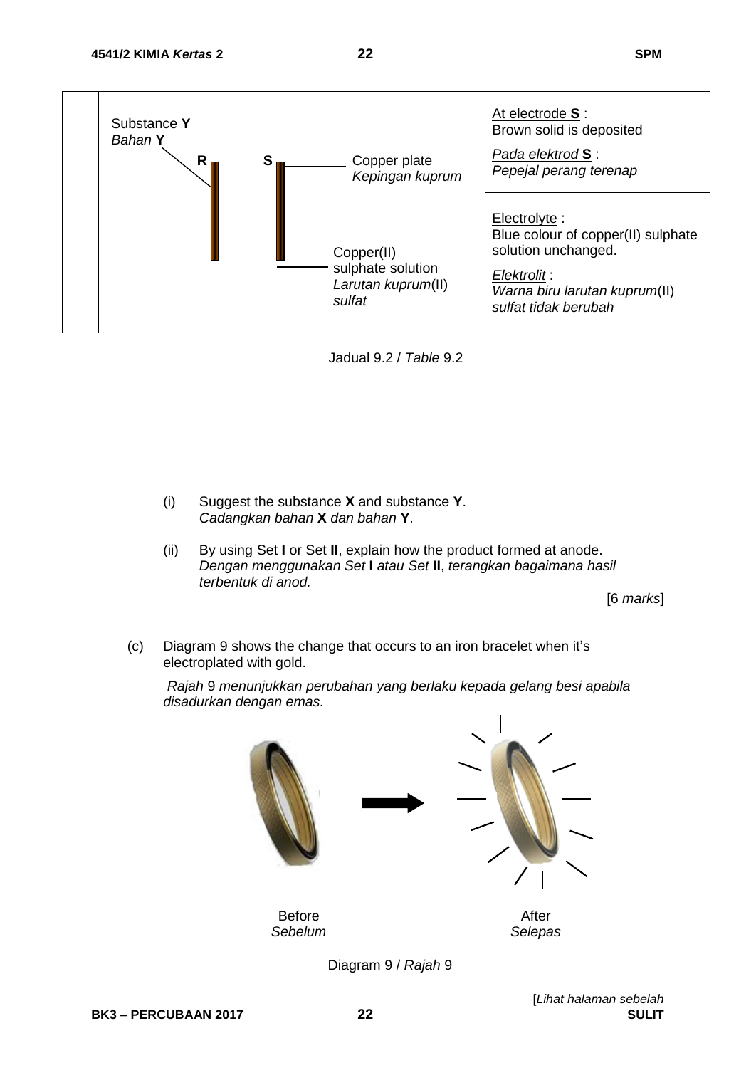| | Substance **Y** / *Bahan* **Y**<br>**R** &nbsp;&nbsp; **S** &nbsp;&nbsp; Copper plate / *Kepingan kuprum*<br>Copper(II) sulphate solution / *Larutan kuprum*(II) *sulfat* | At electrode **S** : Brown solid is deposited<br>*Pada elektrod* **S** : *Pepejal perang terenap* |
|---|---|---|
| | | Electrolyte : Blue colour of copper(II) sulphate solution unchanged.<br>*Elektrolit* : *Warna biru larutan kuprum*(II) *sulfat tidak berubah* |

Jadual 9.2 / *Table* 9.2

(i) Suggest the substance **X** and substance **Y**.
*Cadangkan bahan* **X** *dan bahan* **Y**.

(ii) By using Set **I** or Set **II**, explain how the product formed at anode.
*Dengan menggunakan Set* **I** *atau Set* **II**, *terangkan bagaimana hasil terbentuk di anod.*

[6 *marks*]

(c) Diagram 9 shows the change that occurs to an iron bracelet when it's electroplated with gold.

*Rajah* 9 *menunjukkan perubahan yang berlaku kepada gelang besi apabila disadurkan dengan emas.*

Before / *Sebelum* &nbsp;&nbsp;&nbsp;&nbsp; After / *Selepas*

Diagram 9 / *Rajah* 9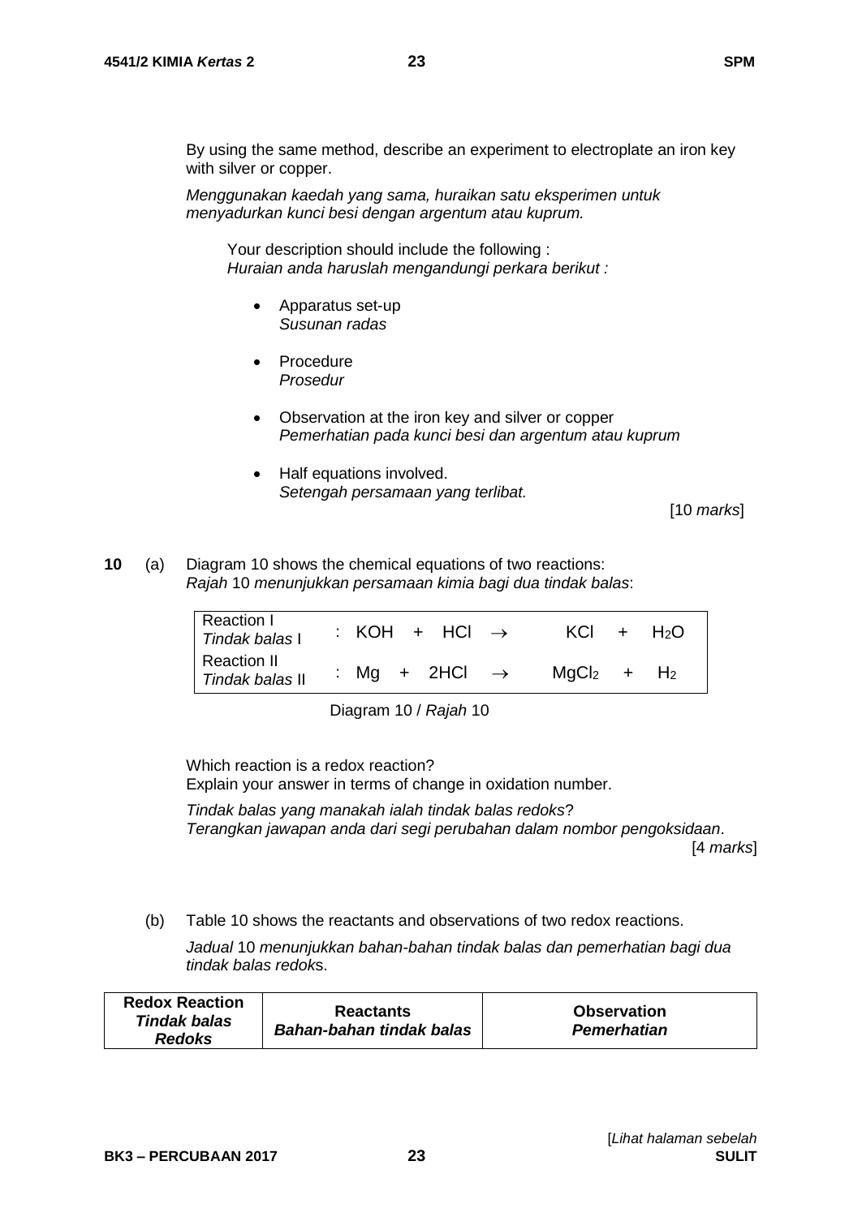By using the same method, describe an experiment to electroplate an iron key with silver or copper.

*Menggunakan kaedah yang sama, huraikan satu eksperimen untuk menyadurkan kunci besi dengan argentum atau kuprum.*

Your description should include the following :
*Huraian anda haruslah mengandungi perkara berikut :*

- Apparatus set-up
  *Susunan radas*
- Procedure
  *Prosedur*
- Observation at the iron key and silver or copper
  *Pemerhatian pada kunci besi dan argentum atau kuprum*
- Half equations involved.
  *Setengah persamaan yang terlibat.*

[10 *marks*]

**10** (a) Diagram 10 shows the chemical equations of two reactions:
*Rajah 10 menunjukkan persamaan kimia bagi dua tindak balas*:

| | |
|---|---|
| Reaction I / *Tindak balas I* | : $KOH + HCl \rightarrow KCl + H_2O$ |
| Reaction II / *Tindak balas II* | : $Mg + 2HCl \rightarrow MgCl_2 + H_2$ |

Diagram 10 / *Rajah 10*

Which reaction is a redox reaction?
Explain your answer in terms of change in oxidation number.

*Tindak balas yang manakah ialah tindak balas redoks?*
*Terangkan jawapan anda dari segi perubahan dalam nombor pengoksidaan*.

[4 *marks*]

(b) Table 10 shows the reactants and observations of two redox reactions.

*Jadual 10 menunjukkan bahan-bahan tindak balas dan pemerhatian bagi dua tindak balas redoks*.

| **Redox Reaction** ***Tindak balas Redoks*** | **Reactants** ***Bahan-bahan tindak balas*** | **Observation** ***Pemerhatian*** |
|---|---|---|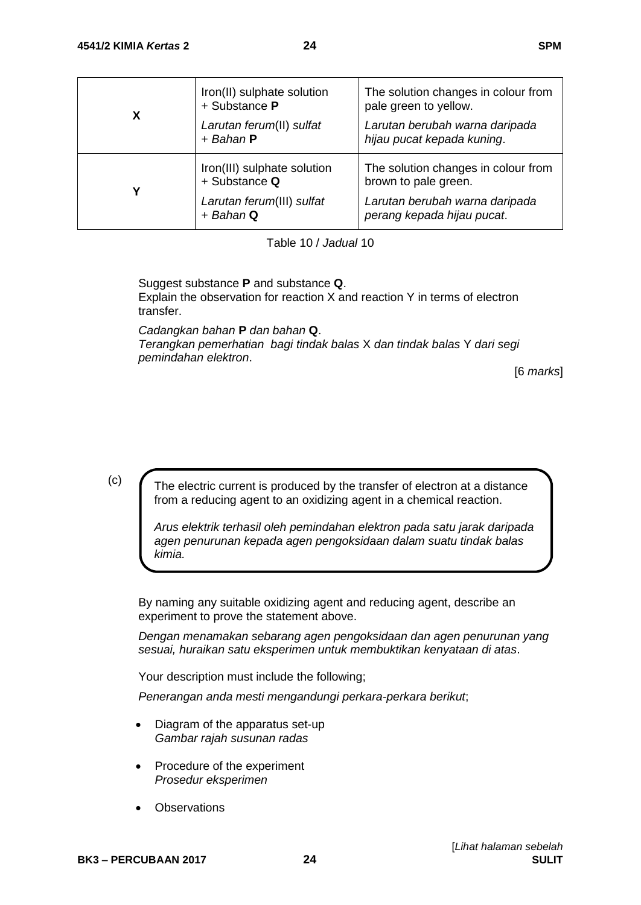| | | |
|---|---|---|
| **X** | Iron(II) sulphate solution + Substance **P**<br>*Larutan ferum*(II) *sulfat* + *Bahan* **P** | The solution changes in colour from pale green to yellow.<br>*Larutan berubah warna daripada hijau pucat kepada kuning*. |
| **Y** | Iron(III) sulphate solution + Substance **Q**<br>*Larutan ferum*(III) *sulfat* + *Bahan* **Q** | The solution changes in colour from brown to pale green.<br>*Larutan berubah warna daripada perang kepada hijau pucat*. |

Table 10 / *Jadual* 10

Suggest substance **P** and substance **Q**.
Explain the observation for reaction X and reaction Y in terms of electron transfer.

*Cadangkan bahan* **P** *dan bahan* **Q**.
*Terangkan pemerhatian bagi tindak balas* X *dan tindak balas* Y *dari segi pemindahan elektron*.

[6 *marks*]

(c) The electric current is produced by the transfer of electron at a distance from a reducing agent to an oxidizing agent in a chemical reaction.

*Arus elektrik terhasil oleh pemindahan elektron pada satu jarak daripada agen penurunan kepada agen pengoksidaan dalam suatu tindak balas kimia.*

By naming any suitable oxidizing agent and reducing agent, describe an experiment to prove the statement above.

*Dengan menamakan sebarang agen pengoksidaan dan agen penurunan yang sesuai, huraikan satu eksperimen untuk membuktikan kenyataan di atas*.

Your description must include the following;

*Penerangan anda mesti mengandungi perkara-perkara berikut*;

- Diagram of the apparatus set-up
  *Gambar rajah susunan radas*
- Procedure of the experiment
  *Prosedur eksperimen*
- Observations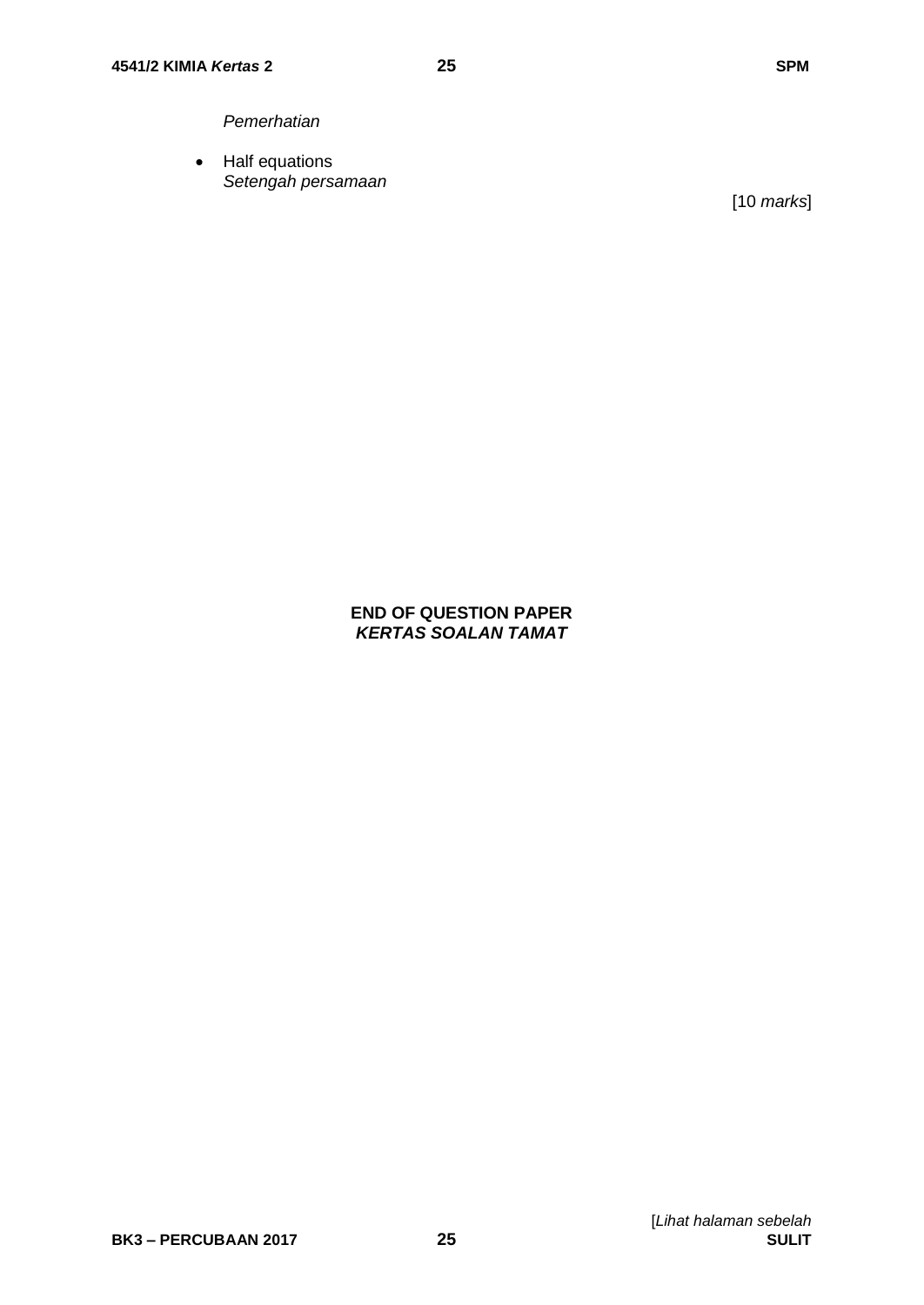*Pemerhatian*

- Half equations
  *Setengah persamaan*

[10 *marks*]

**END OF QUESTION PAPER**
***KERTAS SOALAN TAMAT***